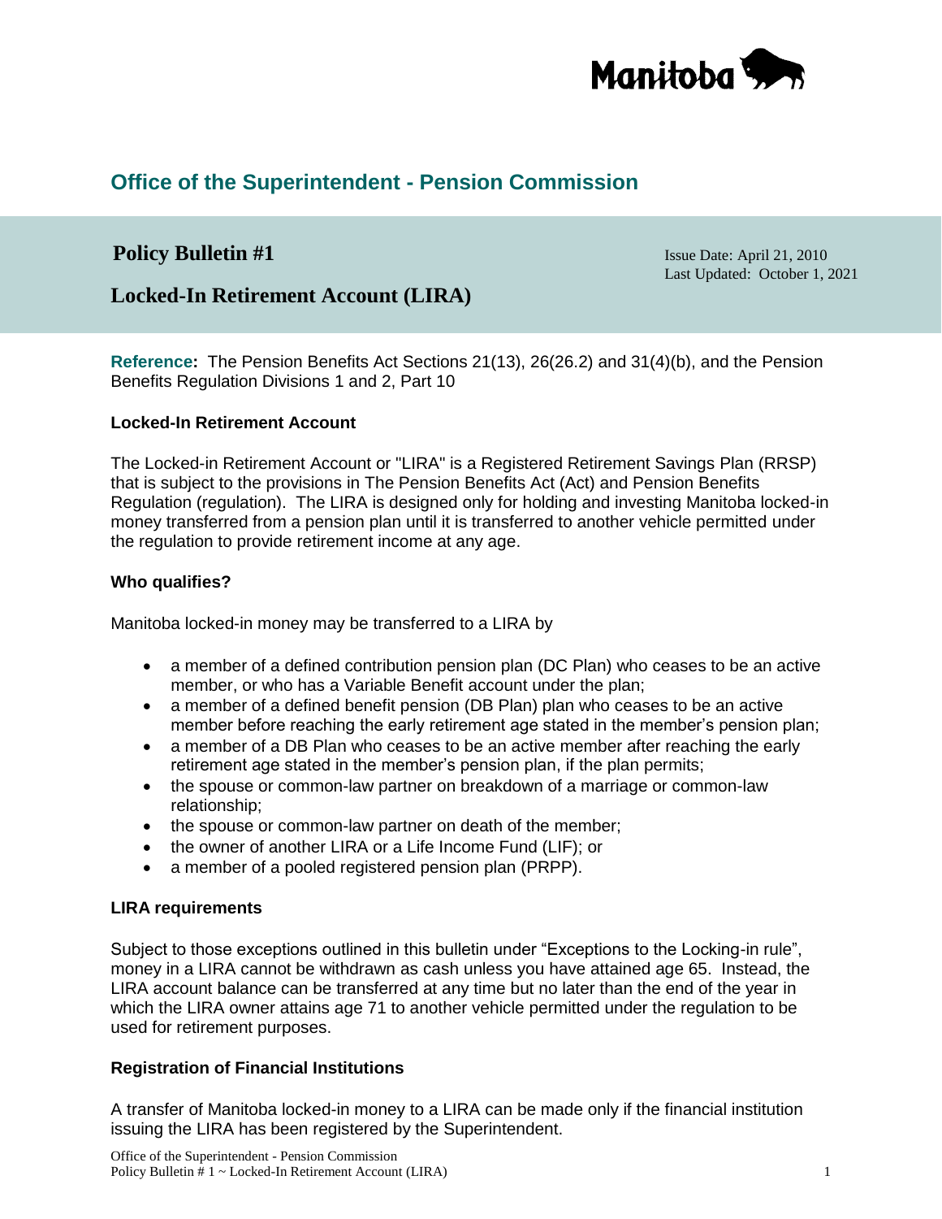## Office of the Superintendent - Pension Commission

# Policy Bulletin #1

Issue Date: April 21, 2010
Last Updated: October 1, 2021

# Locked-In Retirement Account (LIRA)

**Reference:** The Pension Benefits Act Sections 21(13), 26(26.2) and 31(4)(b), and the Pension Benefits Regulation Divisions 1 and 2, Part 10

### Locked-In Retirement Account

The Locked-in Retirement Account or "LIRA" is a Registered Retirement Savings Plan (RRSP) that is subject to the provisions in The Pension Benefits Act (Act) and Pension Benefits Regulation (regulation). The LIRA is designed only for holding and investing Manitoba locked-in money transferred from a pension plan until it is transferred to another vehicle permitted under the regulation to provide retirement income at any age.

### Who qualifies?

Manitoba locked-in money may be transferred to a LIRA by

- a member of a defined contribution pension plan (DC Plan) who ceases to be an active member, or who has a Variable Benefit account under the plan;
- a member of a defined benefit pension (DB Plan) plan who ceases to be an active member before reaching the early retirement age stated in the member's pension plan;
- a member of a DB Plan who ceases to be an active member after reaching the early retirement age stated in the member's pension plan, if the plan permits;
- the spouse or common-law partner on breakdown of a marriage or common-law relationship;
- the spouse or common-law partner on death of the member;
- the owner of another LIRA or a Life Income Fund (LIF); or
- a member of a pooled registered pension plan (PRPP).

### LIRA requirements

Subject to those exceptions outlined in this bulletin under "Exceptions to the Locking-in rule", money in a LIRA cannot be withdrawn as cash unless you have attained age 65. Instead, the LIRA account balance can be transferred at any time but no later than the end of the year in which the LIRA owner attains age 71 to another vehicle permitted under the regulation to be used for retirement purposes.

### Registration of Financial Institutions

A transfer of Manitoba locked-in money to a LIRA can be made only if the financial institution issuing the LIRA has been registered by the Superintendent.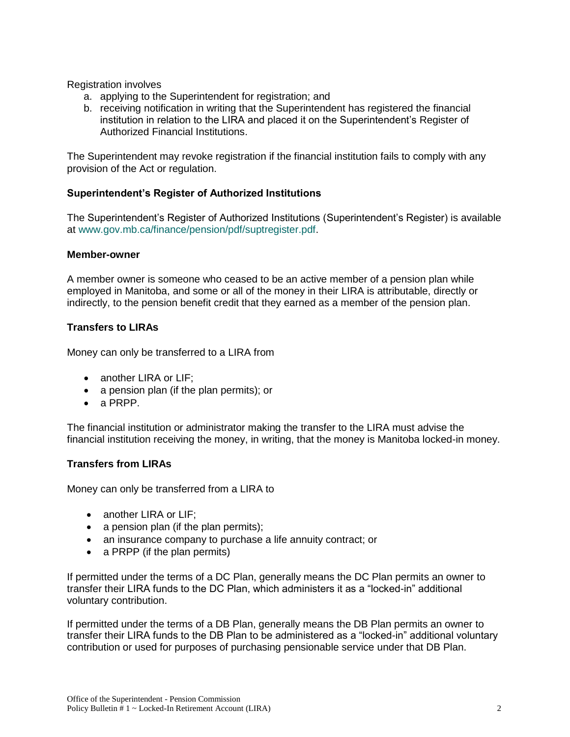Registration involves

a. applying to the Superintendent for registration; and
b. receiving notification in writing that the Superintendent has registered the financial institution in relation to the LIRA and placed it on the Superintendent's Register of Authorized Financial Institutions.

The Superintendent may revoke registration if the financial institution fails to comply with any provision of the Act or regulation.

**Superintendent's Register of Authorized Institutions**

The Superintendent's Register of Authorized Institutions (Superintendent's Register) is available at www.gov.mb.ca/finance/pension/pdf/suptregister.pdf.

**Member-owner**

A member owner is someone who ceased to be an active member of a pension plan while employed in Manitoba, and some or all of the money in their LIRA is attributable, directly or indirectly, to the pension benefit credit that they earned as a member of the pension plan.

**Transfers to LIRAs**

Money can only be transferred to a LIRA from

- another LIRA or LIF;
- a pension plan (if the plan permits); or
- a PRPP.

The financial institution or administrator making the transfer to the LIRA must advise the financial institution receiving the money, in writing, that the money is Manitoba locked-in money.

**Transfers from LIRAs**

Money can only be transferred from a LIRA to

- another LIRA or LIF;
- a pension plan (if the plan permits);
- an insurance company to purchase a life annuity contract; or
- a PRPP (if the plan permits)

If permitted under the terms of a DC Plan, generally means the DC Plan permits an owner to transfer their LIRA funds to the DC Plan, which administers it as a "locked-in" additional voluntary contribution.

If permitted under the terms of a DB Plan, generally means the DB Plan permits an owner to transfer their LIRA funds to the DB Plan to be administered as a "locked-in" additional voluntary contribution or used for purposes of purchasing pensionable service under that DB Plan.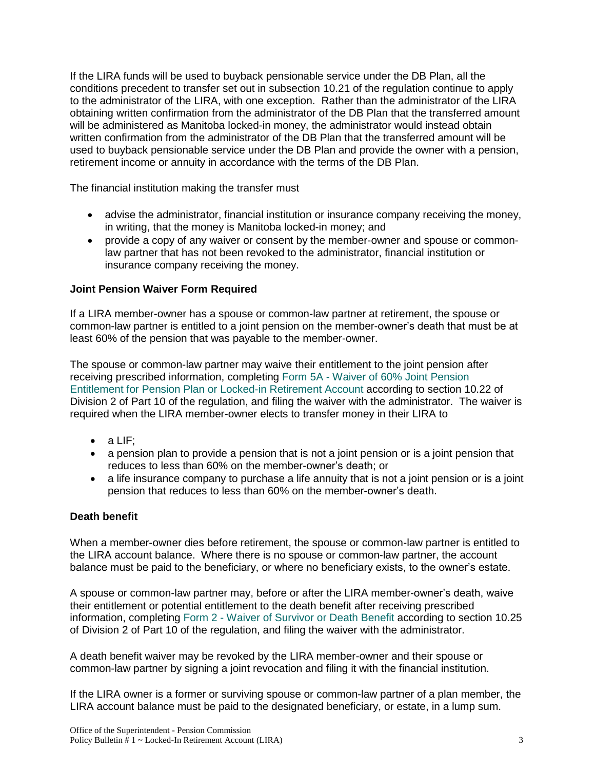If the LIRA funds will be used to buyback pensionable service under the DB Plan, all the conditions precedent to transfer set out in subsection 10.21 of the regulation continue to apply to the administrator of the LIRA, with one exception. Rather than the administrator of the LIRA obtaining written confirmation from the administrator of the DB Plan that the transferred amount will be administered as Manitoba locked-in money, the administrator would instead obtain written confirmation from the administrator of the DB Plan that the transferred amount will be used to buyback pensionable service under the DB Plan and provide the owner with a pension, retirement income or annuity in accordance with the terms of the DB Plan.

The financial institution making the transfer must

- advise the administrator, financial institution or insurance company receiving the money, in writing, that the money is Manitoba locked-in money; and
- provide a copy of any waiver or consent by the member-owner and spouse or common-law partner that has not been revoked to the administrator, financial institution or insurance company receiving the money.

**Joint Pension Waiver Form Required**

If a LIRA member-owner has a spouse or common-law partner at retirement, the spouse or common-law partner is entitled to a joint pension on the member-owner's death that must be at least 60% of the pension that was payable to the member-owner.

The spouse or common-law partner may waive their entitlement to the joint pension after receiving prescribed information, completing Form 5A - Waiver of 60% Joint Pension Entitlement for Pension Plan or Locked-in Retirement Account according to section 10.22 of Division 2 of Part 10 of the regulation, and filing the waiver with the administrator. The waiver is required when the LIRA member-owner elects to transfer money in their LIRA to

- a LIF;
- a pension plan to provide a pension that is not a joint pension or is a joint pension that reduces to less than 60% on the member-owner's death; or
- a life insurance company to purchase a life annuity that is not a joint pension or is a joint pension that reduces to less than 60% on the member-owner's death.

**Death benefit**

When a member-owner dies before retirement, the spouse or common-law partner is entitled to the LIRA account balance. Where there is no spouse or common-law partner, the account balance must be paid to the beneficiary, or where no beneficiary exists, to the owner's estate.

A spouse or common-law partner may, before or after the LIRA member-owner's death, waive their entitlement or potential entitlement to the death benefit after receiving prescribed information, completing Form 2 - Waiver of Survivor or Death Benefit according to section 10.25 of Division 2 of Part 10 of the regulation, and filing the waiver with the administrator.

A death benefit waiver may be revoked by the LIRA member-owner and their spouse or common-law partner by signing a joint revocation and filing it with the financial institution.

If the LIRA owner is a former or surviving spouse or common-law partner of a plan member, the LIRA account balance must be paid to the designated beneficiary, or estate, in a lump sum.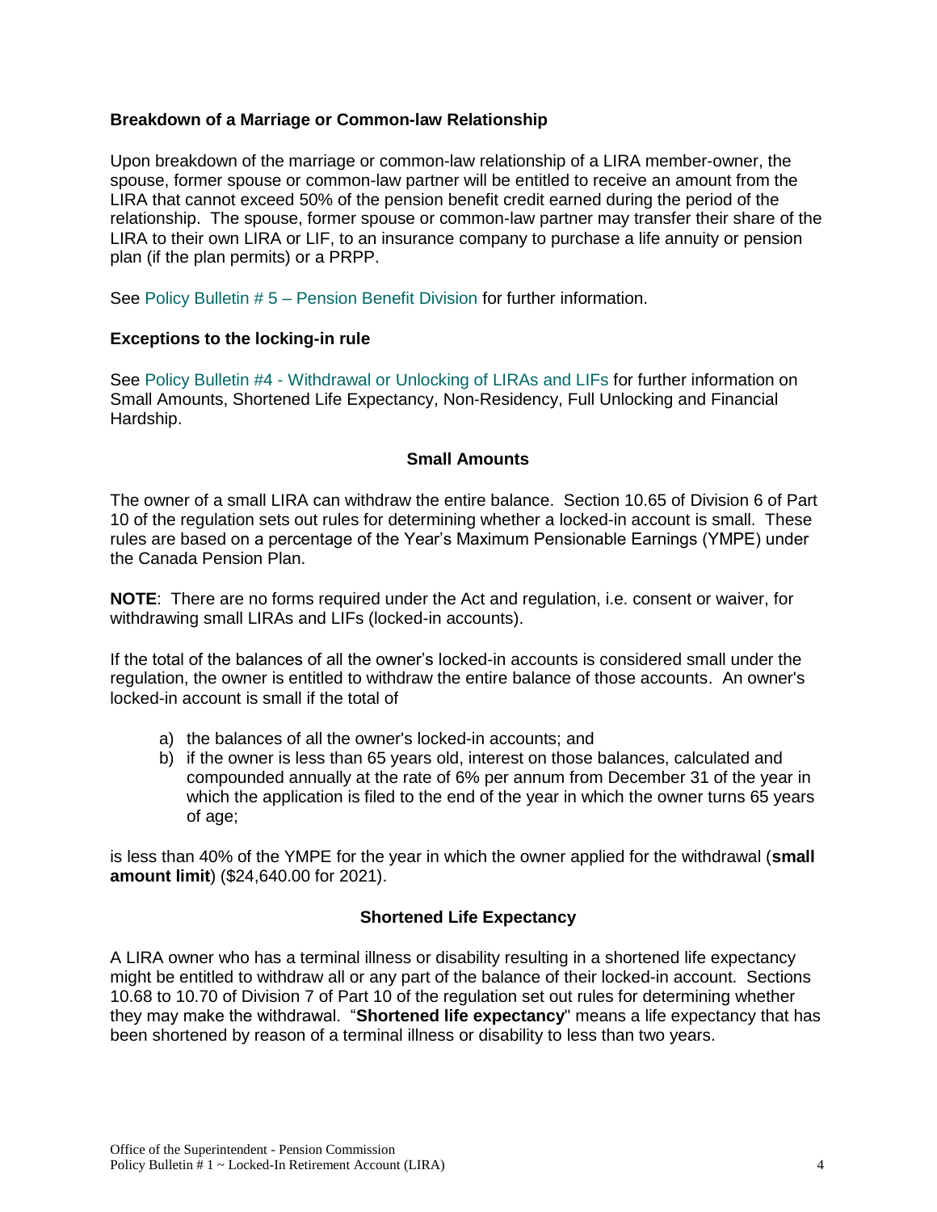### Breakdown of a Marriage or Common-law Relationship

Upon breakdown of the marriage or common-law relationship of a LIRA member-owner, the spouse, former spouse or common-law partner will be entitled to receive an amount from the LIRA that cannot exceed 50% of the pension benefit credit earned during the period of the relationship. The spouse, former spouse or common-law partner may transfer their share of the LIRA to their own LIRA or LIF, to an insurance company to purchase a life annuity or pension plan (if the plan permits) or a PRPP.

See Policy Bulletin # 5 – Pension Benefit Division for further information.

### Exceptions to the locking-in rule

See Policy Bulletin #4 - Withdrawal or Unlocking of LIRAs and LIFs for further information on Small Amounts, Shortened Life Expectancy, Non-Residency, Full Unlocking and Financial Hardship.

#### Small Amounts

The owner of a small LIRA can withdraw the entire balance. Section 10.65 of Division 6 of Part 10 of the regulation sets out rules for determining whether a locked-in account is small. These rules are based on a percentage of the Year's Maximum Pensionable Earnings (YMPE) under the Canada Pension Plan.

**NOTE**: There are no forms required under the Act and regulation, i.e. consent or waiver, for withdrawing small LIRAs and LIFs (locked-in accounts).

If the total of the balances of all the owner's locked-in accounts is considered small under the regulation, the owner is entitled to withdraw the entire balance of those accounts. An owner's locked-in account is small if the total of

a) the balances of all the owner's locked-in accounts; and
b) if the owner is less than 65 years old, interest on those balances, calculated and compounded annually at the rate of 6% per annum from December 31 of the year in which the application is filed to the end of the year in which the owner turns 65 years of age;

is less than 40% of the YMPE for the year in which the owner applied for the withdrawal (**small amount limit**) ($24,640.00 for 2021).

#### Shortened Life Expectancy

A LIRA owner who has a terminal illness or disability resulting in a shortened life expectancy might be entitled to withdraw all or any part of the balance of their locked-in account. Sections 10.68 to 10.70 of Division 7 of Part 10 of the regulation set out rules for determining whether they may make the withdrawal. "**Shortened life expectancy**" means a life expectancy that has been shortened by reason of a terminal illness or disability to less than two years.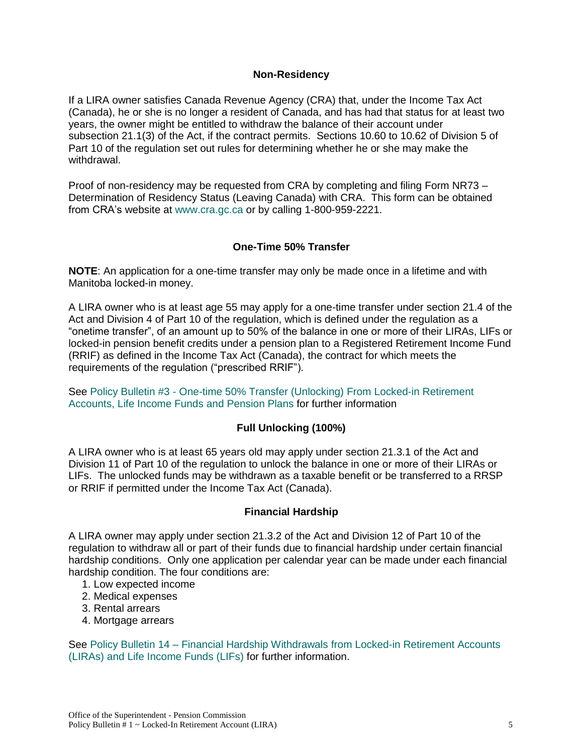## Non-Residency

If a LIRA owner satisfies Canada Revenue Agency (CRA) that, under the Income Tax Act (Canada), he or she is no longer a resident of Canada, and has had that status for at least two years, the owner might be entitled to withdraw the balance of their account under subsection 21.1(3) of the Act, if the contract permits. Sections 10.60 to 10.62 of Division 5 of Part 10 of the regulation set out rules for determining whether he or she may make the withdrawal.

Proof of non-residency may be requested from CRA by completing and filing Form NR73 – Determination of Residency Status (Leaving Canada) with CRA. This form can be obtained from CRA's website at www.cra.gc.ca or by calling 1-800-959-2221.

## One-Time 50% Transfer

**NOTE**: An application for a one-time transfer may only be made once in a lifetime and with Manitoba locked-in money.

A LIRA owner who is at least age 55 may apply for a one-time transfer under section 21.4 of the Act and Division 4 of Part 10 of the regulation, which is defined under the regulation as a "onetime transfer", of an amount up to 50% of the balance in one or more of their LIRAs, LIFs or locked-in pension benefit credits under a pension plan to a Registered Retirement Income Fund (RRIF) as defined in the Income Tax Act (Canada), the contract for which meets the requirements of the regulation ("prescribed RRIF").

See Policy Bulletin #3 - One-time 50% Transfer (Unlocking) From Locked-in Retirement Accounts, Life Income Funds and Pension Plans for further information

## Full Unlocking (100%)

A LIRA owner who is at least 65 years old may apply under section 21.3.1 of the Act and Division 11 of Part 10 of the regulation to unlock the balance in one or more of their LIRAs or LIFs. The unlocked funds may be withdrawn as a taxable benefit or be transferred to a RRSP or RRIF if permitted under the Income Tax Act (Canada).

## Financial Hardship

A LIRA owner may apply under section 21.3.2 of the Act and Division 12 of Part 10 of the regulation to withdraw all or part of their funds due to financial hardship under certain financial hardship conditions. Only one application per calendar year can be made under each financial hardship condition. The four conditions are:

1. Low expected income
2. Medical expenses
3. Rental arrears
4. Mortgage arrears

See Policy Bulletin 14 – Financial Hardship Withdrawals from Locked-in Retirement Accounts (LIRAs) and Life Income Funds (LIFs) for further information.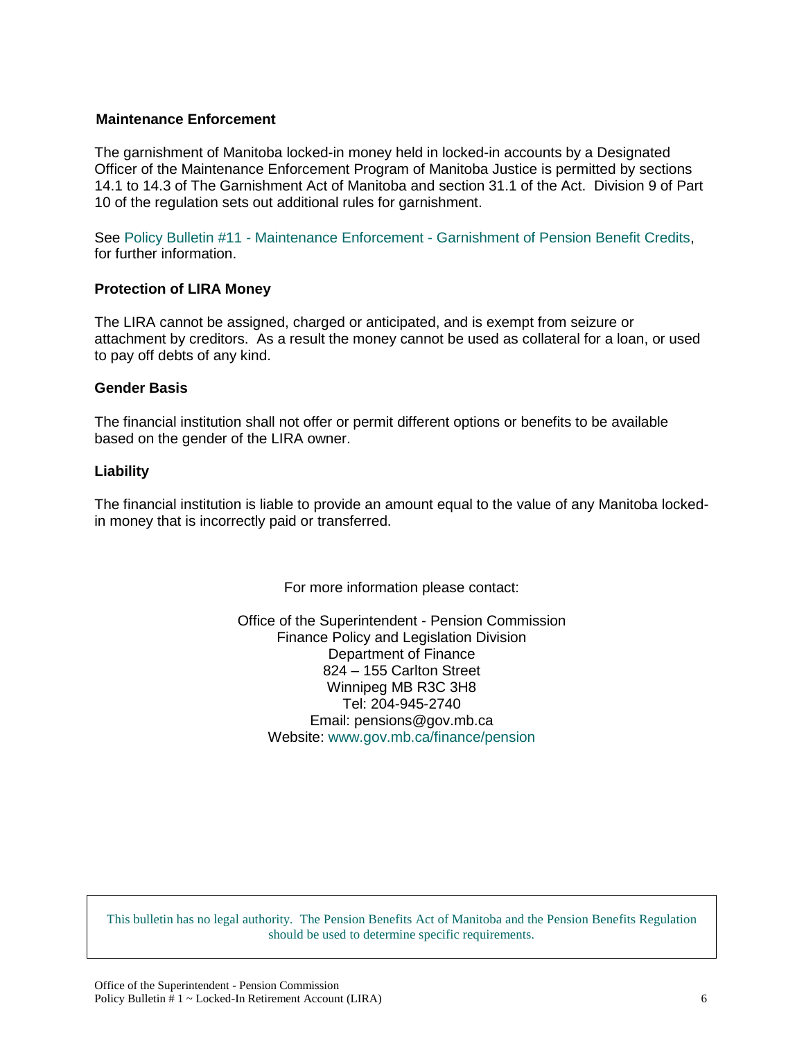### Maintenance Enforcement

The garnishment of Manitoba locked-in money held in locked-in accounts by a Designated Officer of the Maintenance Enforcement Program of Manitoba Justice is permitted by sections 14.1 to 14.3 of The Garnishment Act of Manitoba and section 31.1 of the Act. Division 9 of Part 10 of the regulation sets out additional rules for garnishment.

See Policy Bulletin #11 - Maintenance Enforcement - Garnishment of Pension Benefit Credits, for further information.

### Protection of LIRA Money

The LIRA cannot be assigned, charged or anticipated, and is exempt from seizure or attachment by creditors. As a result the money cannot be used as collateral for a loan, or used to pay off debts of any kind.

### Gender Basis

The financial institution shall not offer or permit different options or benefits to be available based on the gender of the LIRA owner.

### Liability

The financial institution is liable to provide an amount equal to the value of any Manitoba locked-in money that is incorrectly paid or transferred.

For more information please contact:

Office of the Superintendent - Pension Commission
Finance Policy and Legislation Division
Department of Finance
824 – 155 Carlton Street
Winnipeg MB R3C 3H8
Tel: 204-945-2740
Email: pensions@gov.mb.ca
Website: www.gov.mb.ca/finance/pension

This bulletin has no legal authority. The Pension Benefits Act of Manitoba and the Pension Benefits Regulation should be used to determine specific requirements.